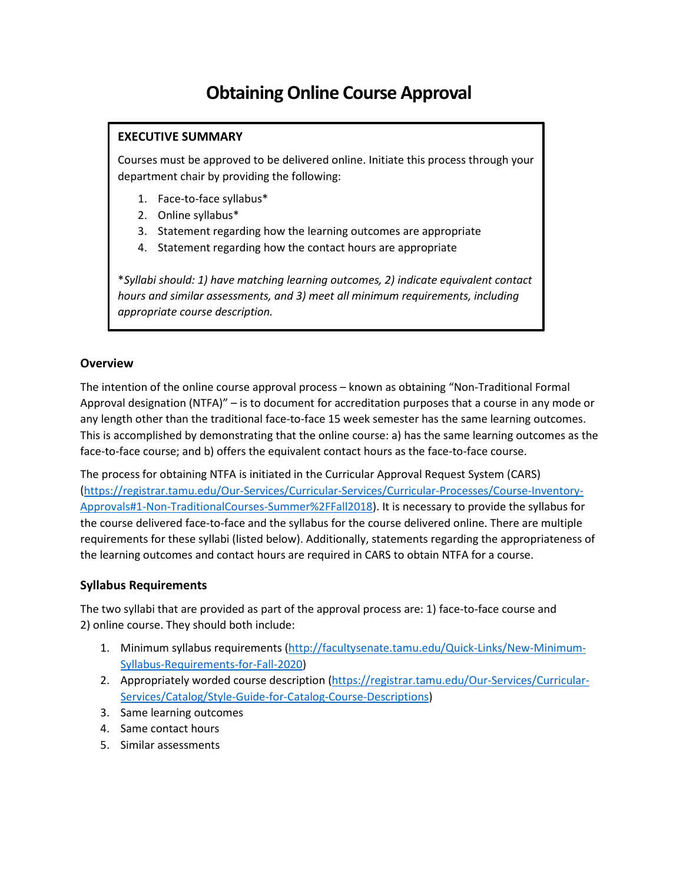# Obtaining Online Course Approval

> **EXECUTIVE SUMMARY**
>
> Courses must be approved to be delivered online. Initiate this process through your department chair by providing the following:
>
> 1. Face-to-face syllabus*
> 2. Online syllabus*
> 3. Statement regarding how the learning outcomes are appropriate
> 4. Statement regarding how the contact hours are appropriate
>
> **Syllabi should: 1) have matching learning outcomes, 2) indicate equivalent contact hours and similar assessments, and 3) meet all minimum requirements, including appropriate course description.*

### Overview

The intention of the online course approval process – known as obtaining "Non-Traditional Formal Approval designation (NTFA)" – is to document for accreditation purposes that a course in any mode or any length other than the traditional face-to-face 15 week semester has the same learning outcomes. This is accomplished by demonstrating that the online course: a) has the same learning outcomes as the face-to-face course; and b) offers the equivalent contact hours as the face-to-face course.

The process for obtaining NTFA is initiated in the Curricular Approval Request System (CARS) ([https://registrar.tamu.edu/Our-Services/Curricular-Services/Curricular-Processes/Course-Inventory-Approvals#1-Non-TraditionalCourses-Summer%2FFall2018](https://registrar.tamu.edu/Our-Services/Curricular-Services/Curricular-Processes/Course-Inventory-Approvals#1-Non-TraditionalCourses-Summer%2FFall2018)). It is necessary to provide the syllabus for the course delivered face-to-face and the syllabus for the course delivered online. There are multiple requirements for these syllabi (listed below). Additionally, statements regarding the appropriateness of the learning outcomes and contact hours are required in CARS to obtain NTFA for a course.

### Syllabus Requirements

The two syllabi that are provided as part of the approval process are: 1) face-to-face course and 2) online course. They should both include:

1. Minimum syllabus requirements ([http://facultysenate.tamu.edu/Quick-Links/New-Minimum-Syllabus-Requirements-for-Fall-2020](http://facultysenate.tamu.edu/Quick-Links/New-Minimum-Syllabus-Requirements-for-Fall-2020))
2. Appropriately worded course description ([https://registrar.tamu.edu/Our-Services/Curricular-Services/Catalog/Style-Guide-for-Catalog-Course-Descriptions](https://registrar.tamu.edu/Our-Services/Curricular-Services/Catalog/Style-Guide-for-Catalog-Course-Descriptions))
3. Same learning outcomes
4. Same contact hours
5. Similar assessments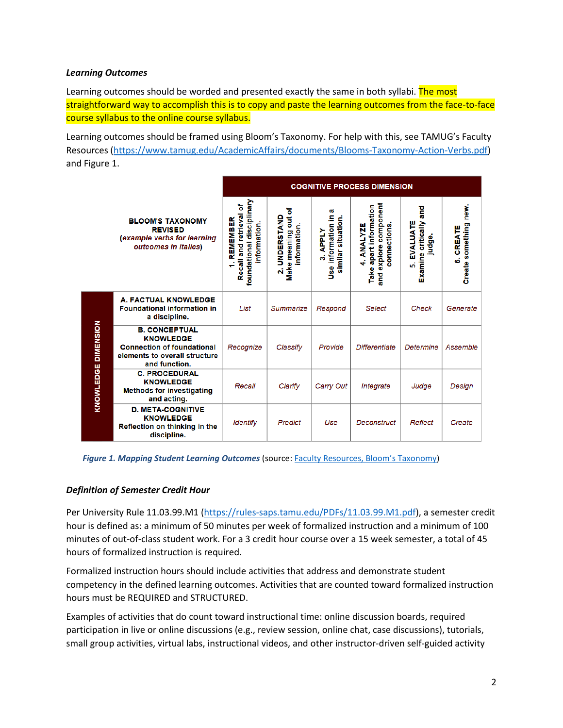### *Learning Outcomes*

Learning outcomes should be worded and presented exactly the same in both syllabi. The most straightforward way to accomplish this is to copy and paste the learning outcomes from the face-to-face course syllabus to the online course syllabus.

Learning outcomes should be framed using Bloom's Taxonomy. For help with this, see TAMUG's Faculty Resources (https://www.tamug.edu/AcademicAffairs/documents/Blooms-Taxonomy-Action-Verbs.pdf) and Figure 1.

| | **BLOOM'S TAXONOMY REVISED** (*example verbs for learning outcomes in italics*) | **COGNITIVE PROCESS DIMENSION** | | | | | |
|---|---|---|---|---|---|---|---|
| | | **1. REMEMBER** Recall and retrieval of foundational disciplinary information. | **2. UNDERSTAND** Make meaning out of information. | **3. APPLY** Use information in a similar situation. | **4. ANALYZE** Take apart information and explore component connections. | **5. EVALUATE** Examine critically and judge. | **6. CREATE** Create something new. |
| **KNOWLEDGE DIMENSION** | **A. FACTUAL KNOWLEDGE** Foundational information in a discipline. | *List* | *Summarize* | *Respond* | *Select* | *Check* | *Generate* |
| | **B. CONCEPTUAL KNOWLEDGE** Connection of foundational elements to overall structure and function. | *Recognize* | *Classify* | *Provide* | *Differentiate* | *Determine* | *Assemble* |
| | **C. PROCEDURAL KNOWLEDGE** Methods for investigating and acting. | *Recall* | *Clarify* | *Carry Out* | *Integrate* | *Judge* | *Design* |
| | **D. META-COGNITIVE KNOWLEDGE** Reflection on thinking in the discipline. | *Identify* | *Predict* | *Use* | *Deconstruct* | *Reflect* | *Create* |

***Figure 1. Mapping Student Learning Outcomes*** (source: Faculty Resources, Bloom's Taxonomy)

### *Definition of Semester Credit Hour*

Per University Rule 11.03.99.M1 (https://rules-saps.tamu.edu/PDFs/11.03.99.M1.pdf), a semester credit hour is defined as: a minimum of 50 minutes per week of formalized instruction and a minimum of 100 minutes of out-of-class student work. For a 3 credit hour course over a 15 week semester, a total of 45 hours of formalized instruction is required.

Formalized instruction hours should include activities that address and demonstrate student competency in the defined learning outcomes. Activities that are counted toward formalized instruction hours must be REQUIRED and STRUCTURED.

Examples of activities that do count toward instructional time: online discussion boards, required participation in live or online discussions (e.g., review session, online chat, case discussions), tutorials, small group activities, virtual labs, instructional videos, and other instructor-driven self-guided activity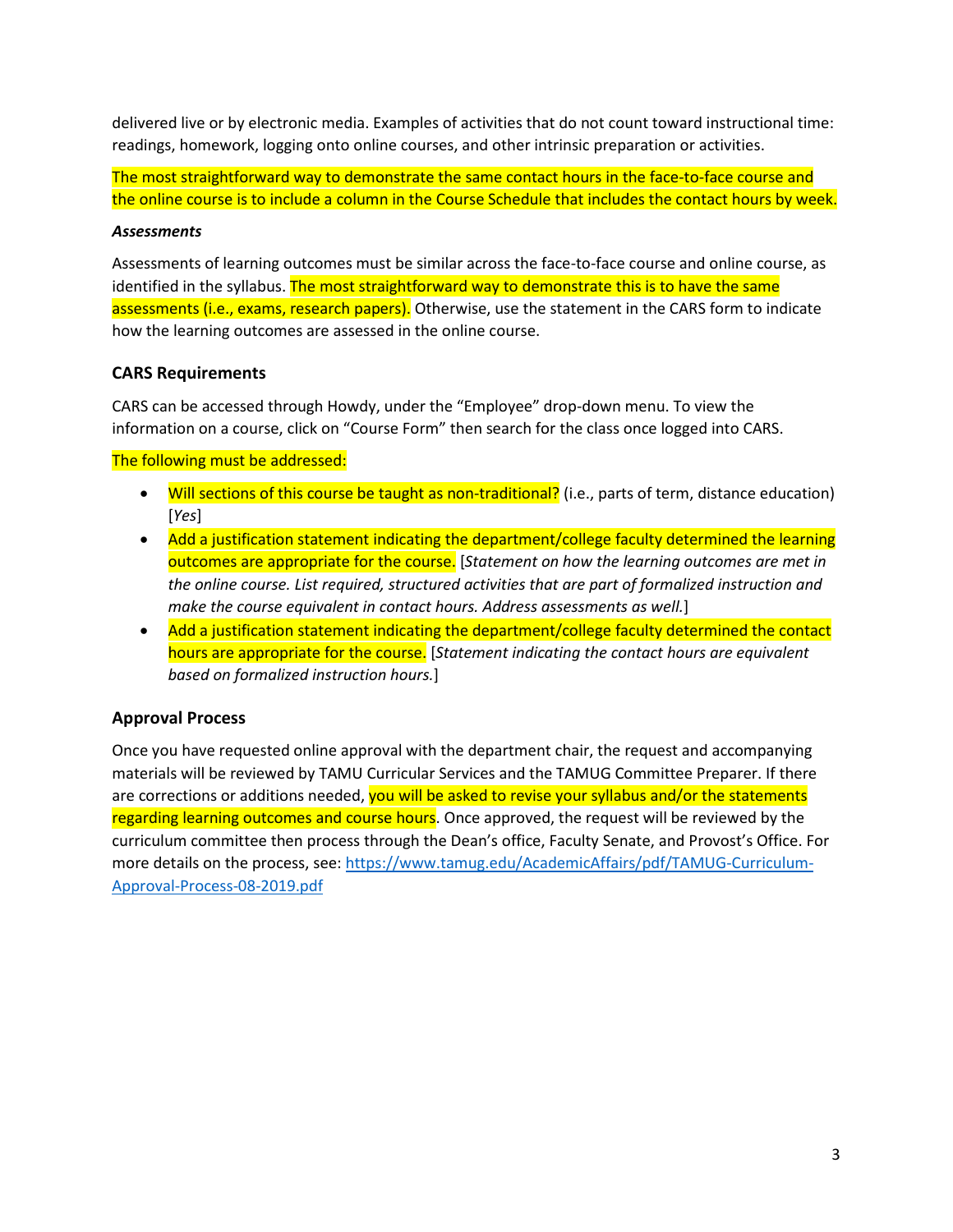delivered live or by electronic media. Examples of activities that do not count toward instructional time: readings, homework, logging onto online courses, and other intrinsic preparation or activities.

The most straightforward way to demonstrate the same contact hours in the face-to-face course and the online course is to include a column in the Course Schedule that includes the contact hours by week.

***Assessments***

Assessments of learning outcomes must be similar across the face-to-face course and online course, as identified in the syllabus. The most straightforward way to demonstrate this is to have the same assessments (i.e., exams, research papers). Otherwise, use the statement in the CARS form to indicate how the learning outcomes are assessed in the online course.

### CARS Requirements

CARS can be accessed through Howdy, under the "Employee" drop-down menu. To view the information on a course, click on "Course Form" then search for the class once logged into CARS.

The following must be addressed:

- Will sections of this course be taught as non-traditional? (i.e., parts of term, distance education) [*Yes*]
- Add a justification statement indicating the department/college faculty determined the learning outcomes are appropriate for the course. [*Statement on how the learning outcomes are met in the online course. List required, structured activities that are part of formalized instruction and make the course equivalent in contact hours. Address assessments as well.*]
- Add a justification statement indicating the department/college faculty determined the contact hours are appropriate for the course. [*Statement indicating the contact hours are equivalent based on formalized instruction hours.*]

### Approval Process

Once you have requested online approval with the department chair, the request and accompanying materials will be reviewed by TAMU Curricular Services and the TAMUG Committee Preparer. If there are corrections or additions needed, you will be asked to revise your syllabus and/or the statements regarding learning outcomes and course hours. Once approved, the request will be reviewed by the curriculum committee then process through the Dean's office, Faculty Senate, and Provost's Office. For more details on the process, see: https://www.tamug.edu/AcademicAffairs/pdf/TAMUG-Curriculum-Approval-Process-08-2019.pdf